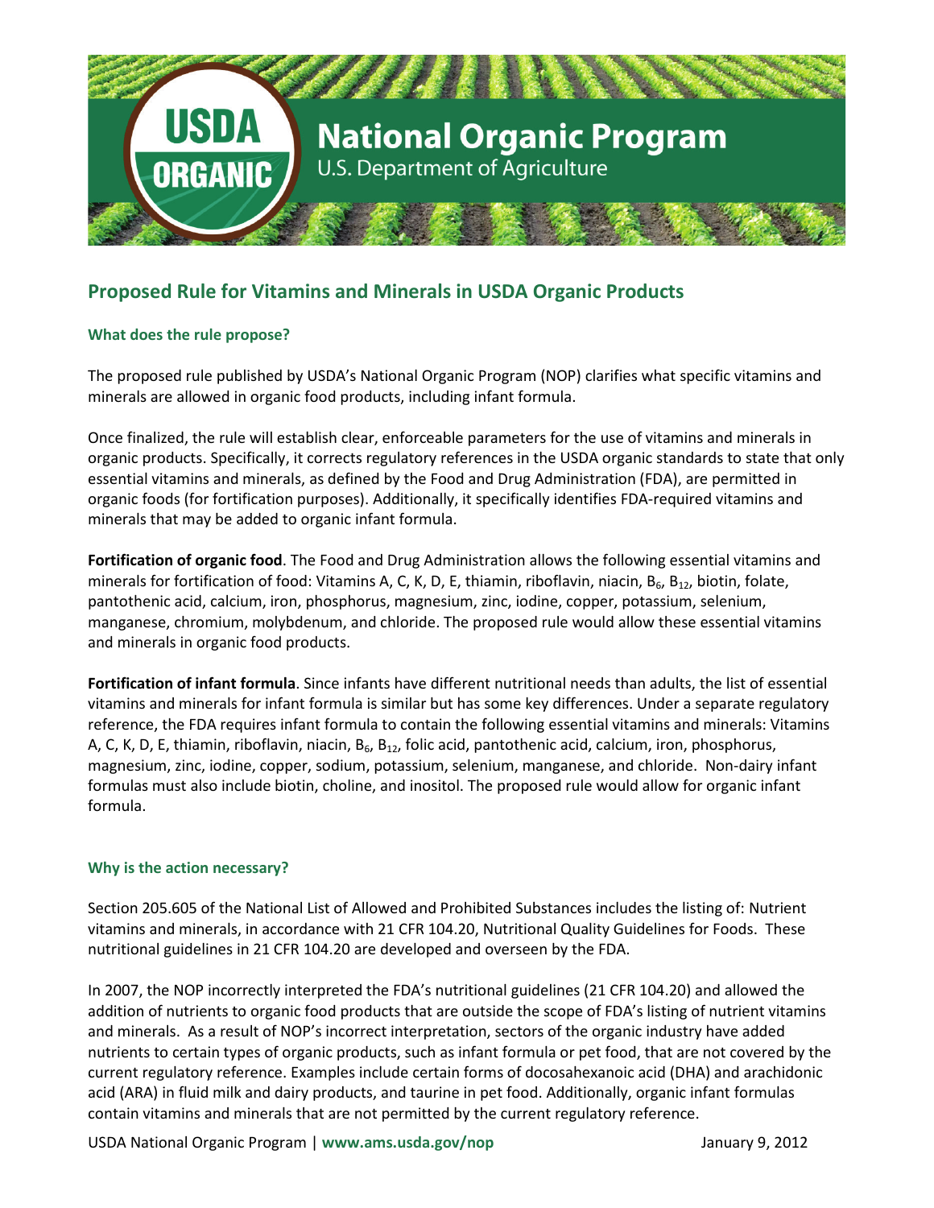# National Organic Program

U.S. Department of Agriculture

## Proposed Rule for Vitamins and Minerals in USDA Organic Products

### What does the rule propose?

The proposed rule published by USDA's National Organic Program (NOP) clarifies what specific vitamins and minerals are allowed in organic food products, including infant formula.

Once finalized, the rule will establish clear, enforceable parameters for the use of vitamins and minerals in organic products. Specifically, it corrects regulatory references in the USDA organic standards to state that only essential vitamins and minerals, as defined by the Food and Drug Administration (FDA), are permitted in organic foods (for fortification purposes). Additionally, it specifically identifies FDA-required vitamins and minerals that may be added to organic infant formula.

**Fortification of organic food**. The Food and Drug Administration allows the following essential vitamins and minerals for fortification of food: Vitamins A, C, K, D, E, thiamin, riboflavin, niacin, $B_6$, $B_{12}$, biotin, folate, pantothenic acid, calcium, iron, phosphorus, magnesium, zinc, iodine, copper, potassium, selenium, manganese, chromium, molybdenum, and chloride. The proposed rule would allow these essential vitamins and minerals in organic food products.

**Fortification of infant formula**. Since infants have different nutritional needs than adults, the list of essential vitamins and minerals for infant formula is similar but has some key differences. Under a separate regulatory reference, the FDA requires infant formula to contain the following essential vitamins and minerals: Vitamins A, C, K, D, E, thiamin, riboflavin, niacin, $B_6$, $B_{12}$, folic acid, pantothenic acid, calcium, iron, phosphorus, magnesium, zinc, iodine, copper, sodium, potassium, selenium, manganese, and chloride. Non-dairy infant formulas must also include biotin, choline, and inositol. The proposed rule would allow for organic infant formula.

### Why is the action necessary?

Section 205.605 of the National List of Allowed and Prohibited Substances includes the listing of: Nutrient vitamins and minerals, in accordance with 21 CFR 104.20, Nutritional Quality Guidelines for Foods. These nutritional guidelines in 21 CFR 104.20 are developed and overseen by the FDA.

In 2007, the NOP incorrectly interpreted the FDA's nutritional guidelines (21 CFR 104.20) and allowed the addition of nutrients to organic food products that are outside the scope of FDA's listing of nutrient vitamins and minerals. As a result of NOP's incorrect interpretation, sectors of the organic industry have added nutrients to certain types of organic products, such as infant formula or pet food, that are not covered by the current regulatory reference. Examples include certain forms of docosahexanoic acid (DHA) and arachidonic acid (ARA) in fluid milk and dairy products, and taurine in pet food. Additionally, organic infant formulas contain vitamins and minerals that are not permitted by the current regulatory reference.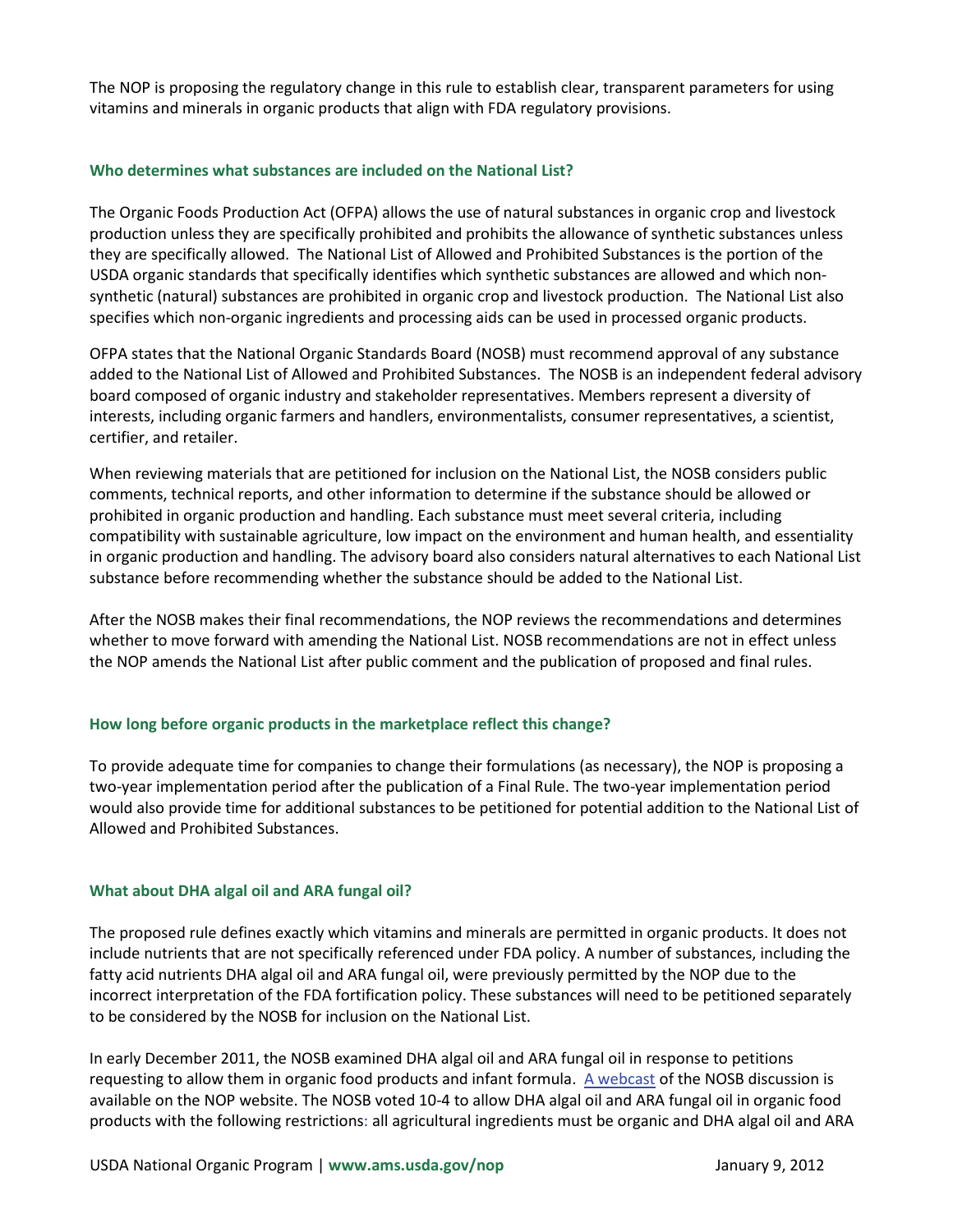The NOP is proposing the regulatory change in this rule to establish clear, transparent parameters for using vitamins and minerals in organic products that align with FDA regulatory provisions.

### Who determines what substances are included on the National List?

The Organic Foods Production Act (OFPA) allows the use of natural substances in organic crop and livestock production unless they are specifically prohibited and prohibits the allowance of synthetic substances unless they are specifically allowed. The National List of Allowed and Prohibited Substances is the portion of the USDA organic standards that specifically identifies which synthetic substances are allowed and which non-synthetic (natural) substances are prohibited in organic crop and livestock production. The National List also specifies which non-organic ingredients and processing aids can be used in processed organic products.

OFPA states that the National Organic Standards Board (NOSB) must recommend approval of any substance added to the National List of Allowed and Prohibited Substances. The NOSB is an independent federal advisory board composed of organic industry and stakeholder representatives. Members represent a diversity of interests, including organic farmers and handlers, environmentalists, consumer representatives, a scientist, certifier, and retailer.

When reviewing materials that are petitioned for inclusion on the National List, the NOSB considers public comments, technical reports, and other information to determine if the substance should be allowed or prohibited in organic production and handling. Each substance must meet several criteria, including compatibility with sustainable agriculture, low impact on the environment and human health, and essentiality in organic production and handling. The advisory board also considers natural alternatives to each National List substance before recommending whether the substance should be added to the National List.

After the NOSB makes their final recommendations, the NOP reviews the recommendations and determines whether to move forward with amending the National List. NOSB recommendations are not in effect unless the NOP amends the National List after public comment and the publication of proposed and final rules.

### How long before organic products in the marketplace reflect this change?

To provide adequate time for companies to change their formulations (as necessary), the NOP is proposing a two-year implementation period after the publication of a Final Rule. The two-year implementation period would also provide time for additional substances to be petitioned for potential addition to the National List of Allowed and Prohibited Substances.

### What about DHA algal oil and ARA fungal oil?

The proposed rule defines exactly which vitamins and minerals are permitted in organic products. It does not include nutrients that are not specifically referenced under FDA policy. A number of substances, including the fatty acid nutrients DHA algal oil and ARA fungal oil, were previously permitted by the NOP due to the incorrect interpretation of the FDA fortification policy. These substances will need to be petitioned separately to be considered by the NOSB for inclusion on the National List.

In early December 2011, the NOSB examined DHA algal oil and ARA fungal oil in response to petitions requesting to allow them in organic food products and infant formula. [A webcast](#) of the NOSB discussion is available on the NOP website. The NOSB voted 10-4 to allow DHA algal oil and ARA fungal oil in organic food products with the following restrictions: all agricultural ingredients must be organic and DHA algal oil and ARA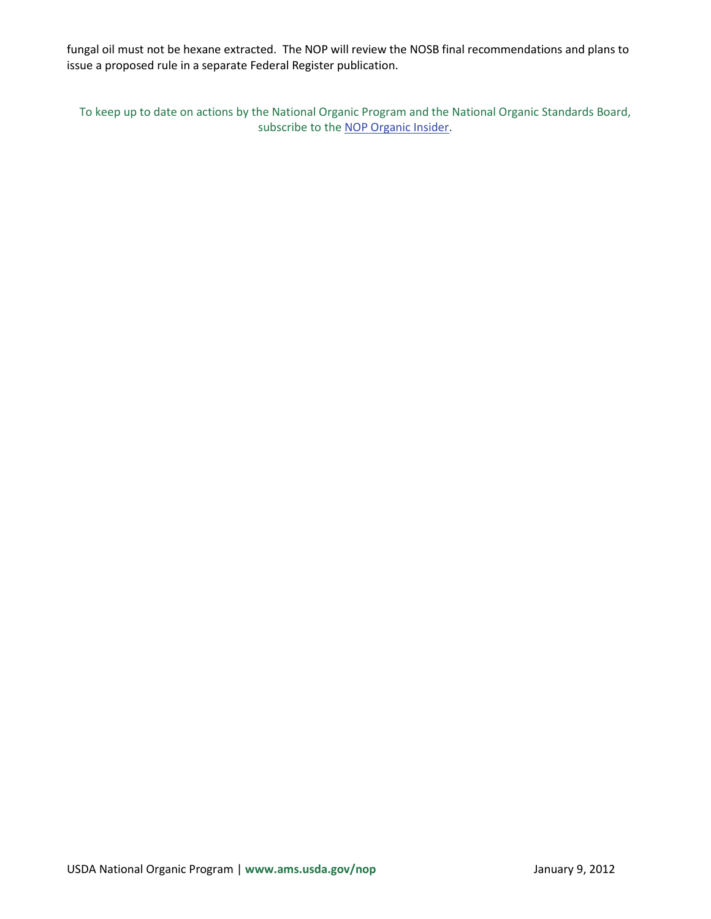fungal oil must not be hexane extracted. The NOP will review the NOSB final recommendations and plans to issue a proposed rule in a separate Federal Register publication.

To keep up to date on actions by the National Organic Program and the National Organic Standards Board, subscribe to the NOP Organic Insider.